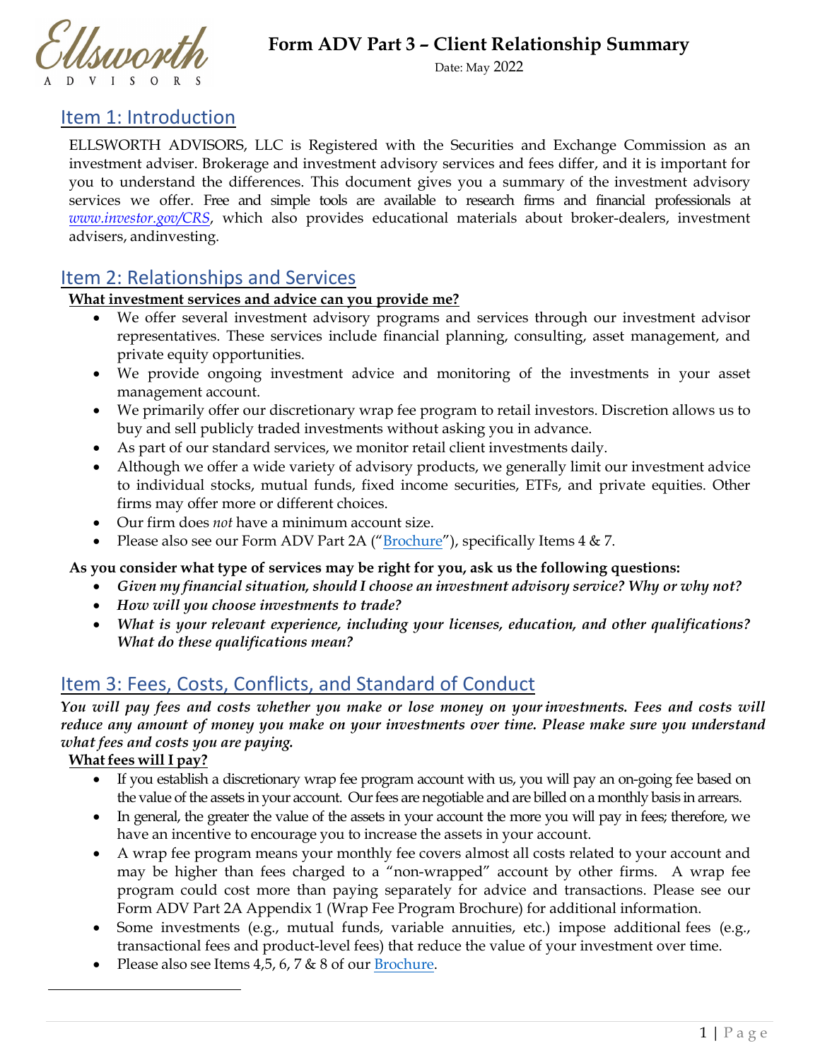# Form ADV Part 3 – Client Relationship Summary

Date: May 2022

## Item 1: Introduction

ELLSWORTH ADVISORS, LLC is Registered with the Securities and Exchange Commission as an investment adviser. Brokerage and investment advisory services and fees differ, and it is important for you to understand the differences. This document gives you a summary of the investment advisory services we offer. Free and simple tools are available to research firms and financial professionals at *www.investor.gov/CRS*, which also provides educational materials about broker-dealers, investment advisers, andinvesting.

## Item 2: Relationships and Services

**What investment services and advice can you provide me?**

- We offer several investment advisory programs and services through our investment advisor representatives. These services include financial planning, consulting, asset management, and private equity opportunities.
- We provide ongoing investment advice and monitoring of the investments in your asset management account.
- We primarily offer our discretionary wrap fee program to retail investors. Discretion allows us to buy and sell publicly traded investments without asking you in advance.
- As part of our standard services, we monitor retail client investments daily.
- Although we offer a wide variety of advisory products, we generally limit our investment advice to individual stocks, mutual funds, fixed income securities, ETFs, and private equities. Other firms may offer more or different choices.
- Our firm does *not* have a minimum account size.
- Please also see our Form ADV Part 2A ("Brochure"), specifically Items 4 & 7.

**As you consider what type of services may be right for you, ask us the following questions:**

- ***Given my financial situation, should I choose an investment advisory service? Why or why not?***
- ***How will you choose investments to trade?***
- ***What is your relevant experience, including your licenses, education, and other qualifications? What do these qualifications mean?***

## Item 3: Fees, Costs, Conflicts, and Standard of Conduct

***You will pay fees and costs whether you make or lose money on your investments. Fees and costs will reduce any amount of money you make on your investments over time. Please make sure you understand what fees and costs you are paying.***

**What fees will I pay?**

- If you establish a discretionary wrap fee program account with us, you will pay an on-going fee based on the value of the assets in your account. Our fees are negotiable and are billed on a monthly basis in arrears.
- In general, the greater the value of the assets in your account the more you will pay in fees; therefore, we have an incentive to encourage you to increase the assets in your account.
- A wrap fee program means your monthly fee covers almost all costs related to your account and may be higher than fees charged to a "non-wrapped" account by other firms. A wrap fee program could cost more than paying separately for advice and transactions. Please see our Form ADV Part 2A Appendix 1 (Wrap Fee Program Brochure) for additional information.
- Some investments (e.g., mutual funds, variable annuities, etc.) impose additional fees (e.g., transactional fees and product-level fees) that reduce the value of your investment over time.
- Please also see Items 4,5, 6, 7 & 8 of our Brochure.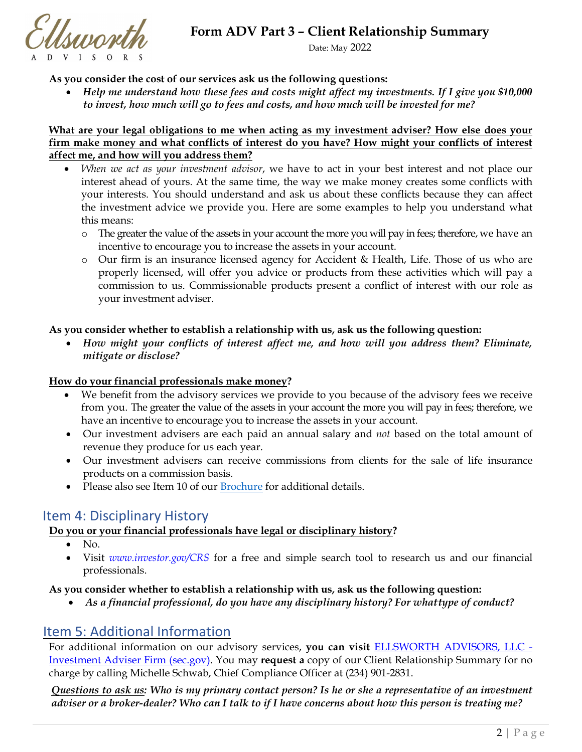**As you consider the cost of our services ask us the following questions:**

- ***Help me understand how these fees and costs might affect my investments. If I give you $10,000 to invest, how much will go to fees and costs, and how much will be invested for me?***

**What are your legal obligations to me when acting as my investment adviser? How else does your firm make money and what conflicts of interest do you have? How might your conflicts of interest affect me, and how will you address them?**

- *When we act as your investment advisor*, we have to act in your best interest and not place our interest ahead of yours. At the same time, the way we make money creates some conflicts with your interests. You should understand and ask us about these conflicts because they can affect the investment advice we provide you. Here are some examples to help you understand what this means:
  - The greater the value of the assets in your account the more you will pay in fees; therefore, we have an incentive to encourage you to increase the assets in your account.
  - Our firm is an insurance licensed agency for Accident & Health, Life. Those of us who are properly licensed, will offer you advice or products from these activities which will pay a commission to us. Commissionable products present a conflict of interest with our role as your investment adviser.

**As you consider whether to establish a relationship with us, ask us the following question:**

- ***How might your conflicts of interest affect me, and how will you address them? Eliminate, mitigate or disclose?***

**How do your financial professionals make money?**

- We benefit from the advisory services we provide to you because of the advisory fees we receive from you. The greater the value of the assets in your account the more you will pay in fees; therefore, we have an incentive to encourage you to increase the assets in your account.
- Our investment advisers are each paid an annual salary and *not* based on the total amount of revenue they produce for us each year.
- Our investment advisers can receive commissions from clients for the sale of life insurance products on a commission basis.
- Please also see Item 10 of our Brochure for additional details.

## Item 4: Disciplinary History

**Do you or your financial professionals have legal or disciplinary history?**

- No.
- Visit *www.investor.gov/CRS* for a free and simple search tool to research us and our financial professionals.

**As you consider whether to establish a relationship with us, ask us the following question:**

- ***As a financial professional, do you have any disciplinary history? For whattype of conduct?***

## Item 5: Additional Information

For additional information on our advisory services, **you can visit** ELLSWORTH ADVISORS, LLC - Investment Adviser Firm (sec.gov). You may **request a** copy of our Client Relationship Summary for no charge by calling Michelle Schwab, Chief Compliance Officer at (234) 901-2831.

***Questions to ask us: Who is my primary contact person? Is he or she a representative of an investment adviser or a broker-dealer? Who can I talk to if I have concerns about how this person is treating me?***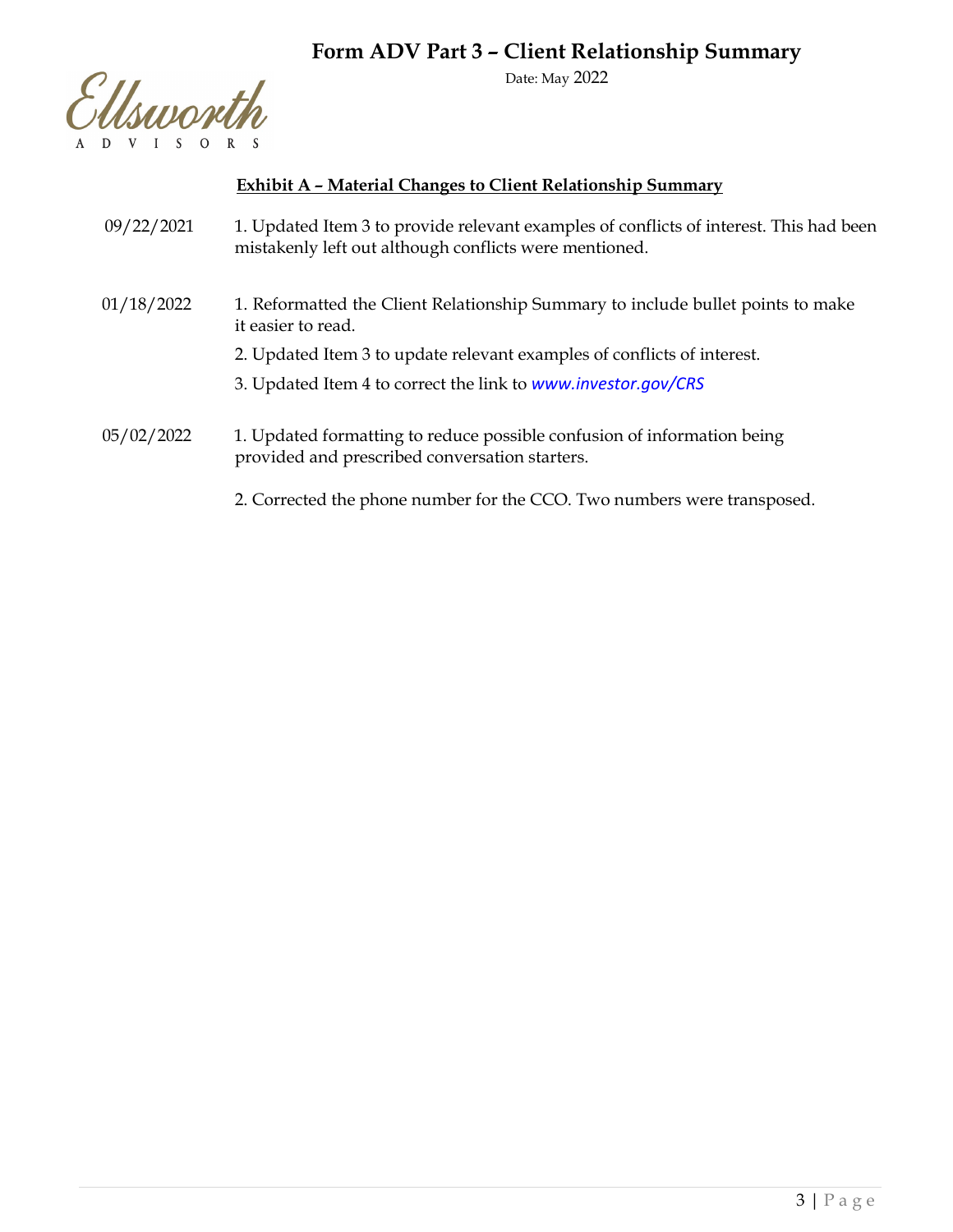# Form ADV Part 3 – Client Relationship Summary

Date: May 2022

Ellsworth ADVISORS

**Exhibit A – Material Changes to Client Relationship Summary**

| | |
|---|---|
| 09/22/2021 | 1. Updated Item 3 to provide relevant examples of conflicts of interest. This had been mistakenly left out although conflicts were mentioned. |
| 01/18/2022 | 1. Reformatted the Client Relationship Summary to include bullet points to make it easier to read.<br>2. Updated Item 3 to update relevant examples of conflicts of interest.<br>3. Updated Item 4 to correct the link to *www.investor.gov/CRS* |
| 05/02/2022 | 1. Updated formatting to reduce possible confusion of information being provided and prescribed conversation starters.<br>2. Corrected the phone number for the CCO. Two numbers were transposed. |